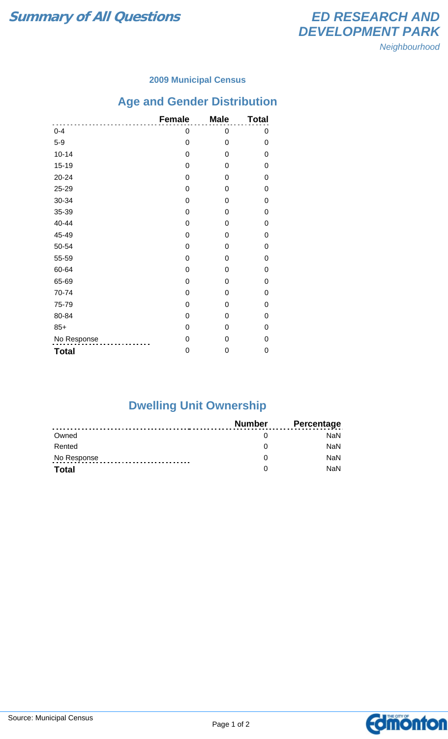# Summary of All Questions

## ED RESEARCH AND DEVELOPMENT PARK

*Neighbourhood*

### 2009 Municipal Census

## Age and Gender Distribution

| | Female | Male | Total |
|---|---|---|---|
| 0-4 | 0 | 0 | 0 |
| 5-9 | 0 | 0 | 0 |
| 10-14 | 0 | 0 | 0 |
| 15-19 | 0 | 0 | 0 |
| 20-24 | 0 | 0 | 0 |
| 25-29 | 0 | 0 | 0 |
| 30-34 | 0 | 0 | 0 |
| 35-39 | 0 | 0 | 0 |
| 40-44 | 0 | 0 | 0 |
| 45-49 | 0 | 0 | 0 |
| 50-54 | 0 | 0 | 0 |
| 55-59 | 0 | 0 | 0 |
| 60-64 | 0 | 0 | 0 |
| 65-69 | 0 | 0 | 0 |
| 70-74 | 0 | 0 | 0 |
| 75-79 | 0 | 0 | 0 |
| 80-84 | 0 | 0 | 0 |
| 85+ | 0 | 0 | 0 |
| No Response | 0 | 0 | 0 |
| **Total** | 0 | 0 | 0 |

## Dwelling Unit Ownership

| | Number | Percentage |
|---|---|---|
| Owned | 0 | NaN |
| Rented | 0 | NaN |
| No Response | 0 | NaN |
| **Total** | 0 | NaN |

Source: Municipal Census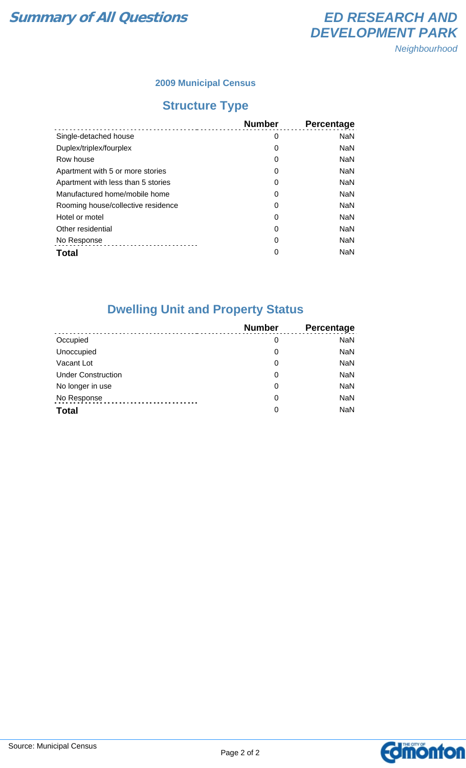# Summary of All Questions

## ED RESEARCH AND DEVELOPMENT PARK

*Neighbourhood*

### 2009 Municipal Census

## Structure Type

| | Number | Percentage |
|---|---|---|
| Single-detached house | 0 | NaN |
| Duplex/triplex/fourplex | 0 | NaN |
| Row house | 0 | NaN |
| Apartment with 5 or more stories | 0 | NaN |
| Apartment with less than 5 stories | 0 | NaN |
| Manufactured home/mobile home | 0 | NaN |
| Rooming house/collective residence | 0 | NaN |
| Hotel or motel | 0 | NaN |
| Other residential | 0 | NaN |
| No Response | 0 | NaN |
| **Total** | 0 | NaN |

## Dwelling Unit and Property Status

| | Number | Percentage |
|---|---|---|
| Occupied | 0 | NaN |
| Unoccupied | 0 | NaN |
| Vacant Lot | 0 | NaN |
| Under Construction | 0 | NaN |
| No longer in use | 0 | NaN |
| No Response | 0 | NaN |
| **Total** | 0 | NaN |

Source: Municipal Census